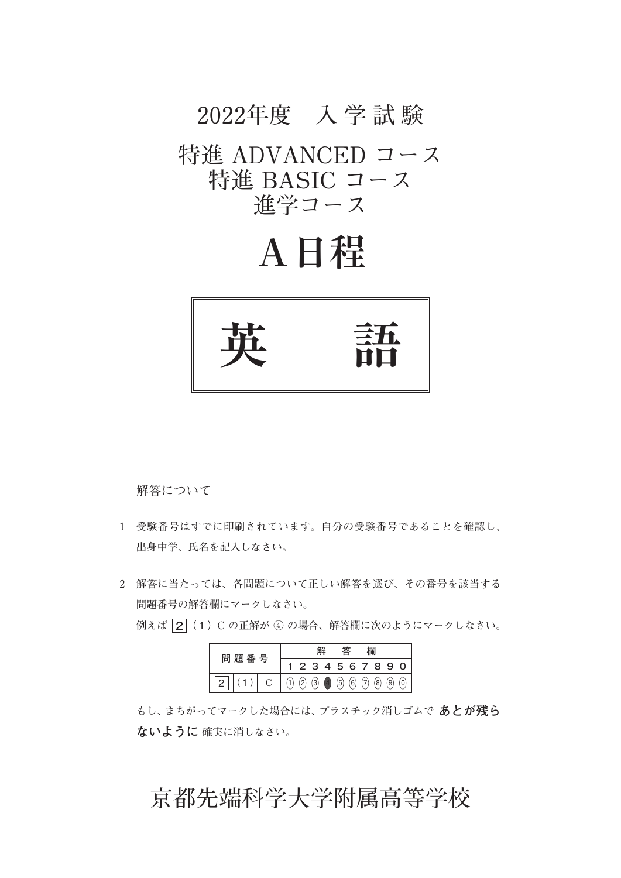# 2022年度　入学試験

## 特進 ADVANCED コース
## 特進 BASIC コース
## 進学コース

# A日程

# 英　　語

解答について

1　受験番号はすでに印刷されています。自分の受験番号であることを確認し、出身中学、氏名を記入しなさい。

2　解答に当たっては、各問題について正しい解答を選び、その番号を該当する問題番号の解答欄にマークしなさい。

例えば 2 （1）C の正解が ④ の場合、解答欄に次のようにマークしなさい。

| 問題番号 | | | 解答欄 | | | | | | | | | |
|---|---|---|---|---|---|---|---|---|---|---|---|---|
| | | | 1 | 2 | 3 | 4 | 5 | 6 | 7 | 8 | 9 | 0 |
| 2 | （1） | C | ① | ② | ③ | ● | ⑤ | ⑥ | ⑦ | ⑧ | ⑨ | ⓪ |

もし、まちがってマークした場合には、プラスチック消しゴムで **あとが残らないように** 確実に消しなさい。

京都先端科学大学附属高等学校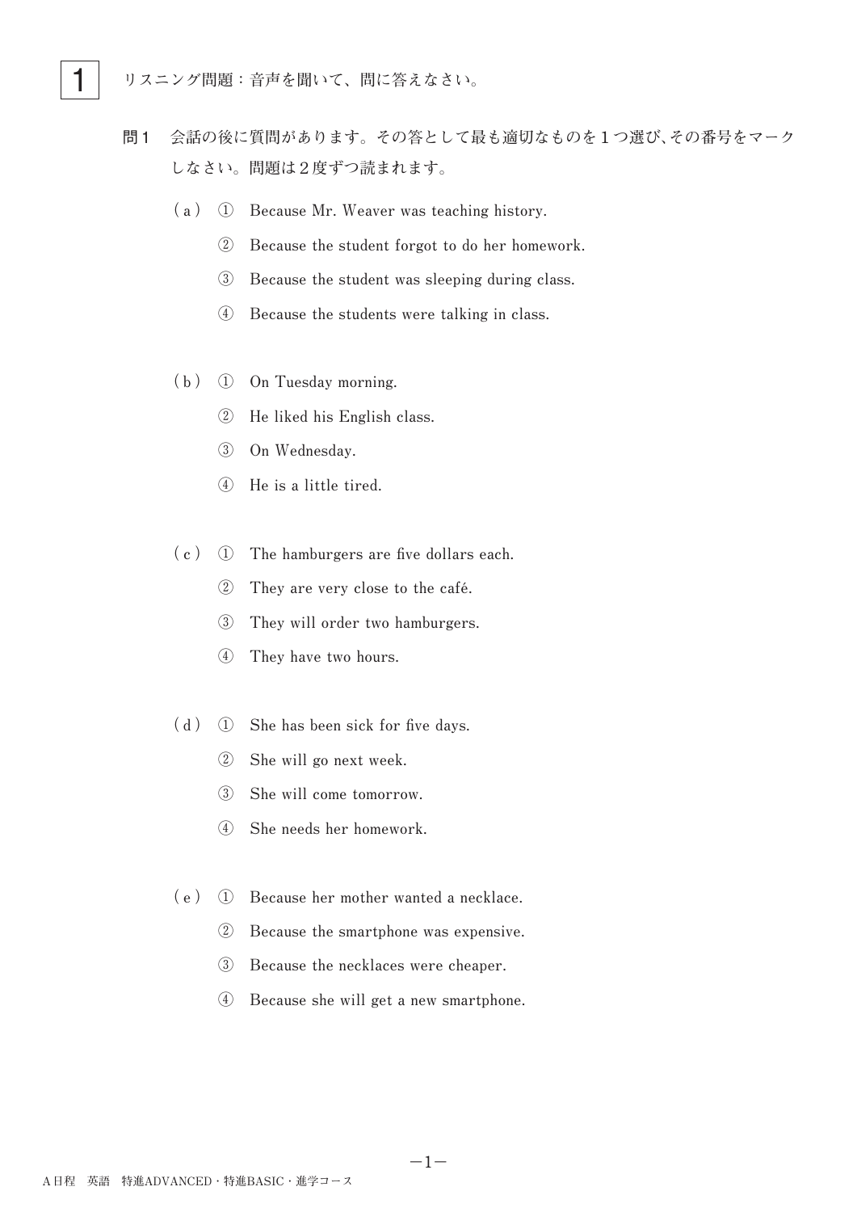# 1

リスニング問題：音声を聞いて、問に答えなさい。

**問1** 会話の後に質問があります。その答として最も適切なものを１つ選び、その番号をマークしなさい。問題は２度ずつ読まれます。

（ａ）
① Because Mr. Weaver was teaching history.
② Because the student forgot to do her homework.
③ Because the student was sleeping during class.
④ Because the students were talking in class.

（ｂ）
① On Tuesday morning.
② He liked his English class.
③ On Wednesday.
④ He is a little tired.

（ｃ）
① The hamburgers are five dollars each.
② They are very close to the café.
③ They will order two hamburgers.
④ They have two hours.

（ｄ）
① She has been sick for five days.
② She will go next week.
③ She will come tomorrow.
④ She needs her homework.

（ｅ）
① Because her mother wanted a necklace.
② Because the smartphone was expensive.
③ Because the necklaces were cheaper.
④ Because she will get a new smartphone.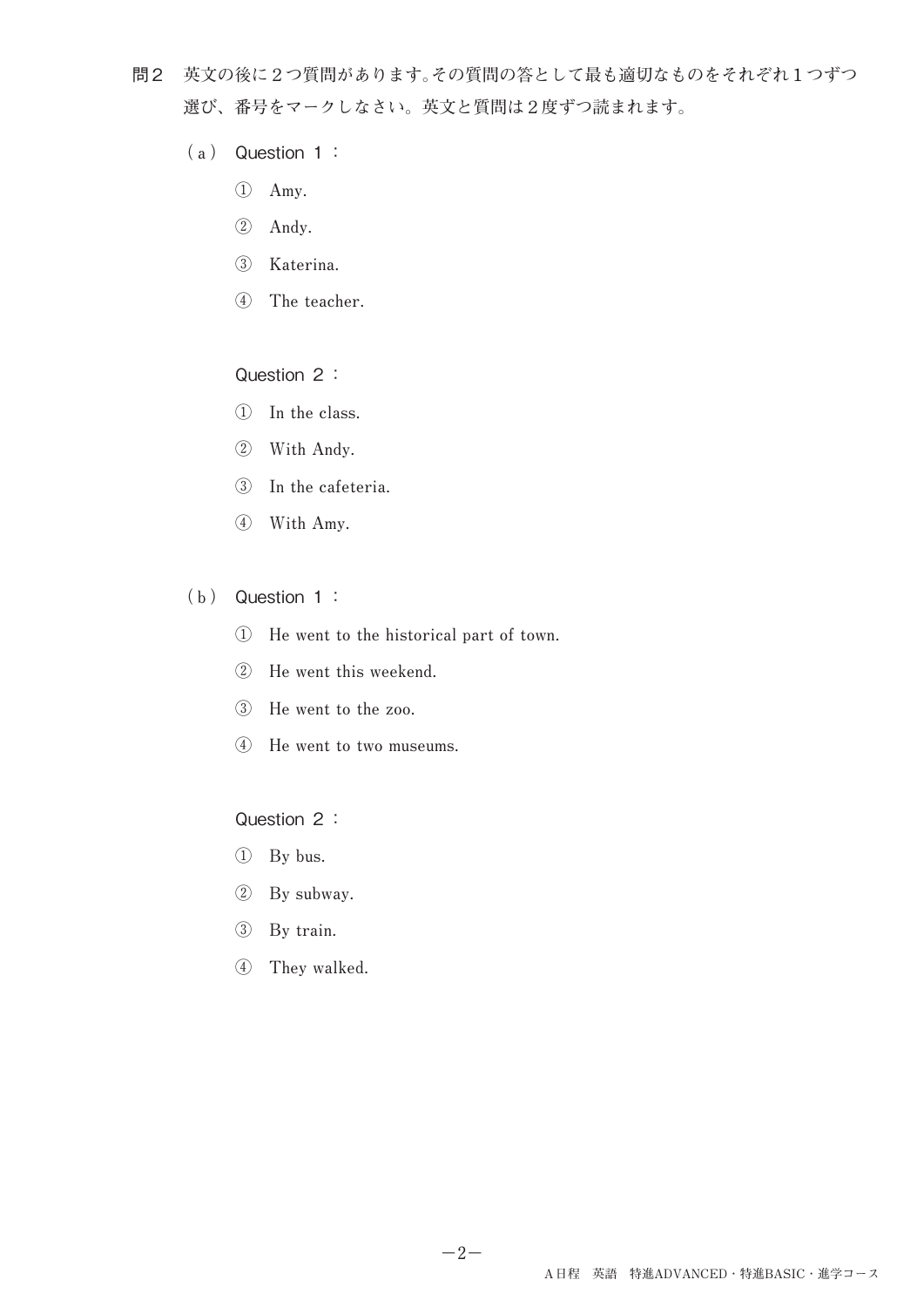**問2** 英文の後に２つ質問があります。その質問の答として最も適切なものをそれぞれ１つずつ選び、番号をマークしなさい。英文と質問は２度ずつ読まれます。

（a） Question １：

① Amy.

② Andy.

③ Katerina.

④ The teacher.

Question ２：

① In the class.

② With Andy.

③ In the cafeteria.

④ With Amy.

（b） Question １：

① He went to the historical part of town.

② He went this weekend.

③ He went to the zoo.

④ He went to two museums.

Question ２：

① By bus.

② By subway.

③ By train.

④ They walked.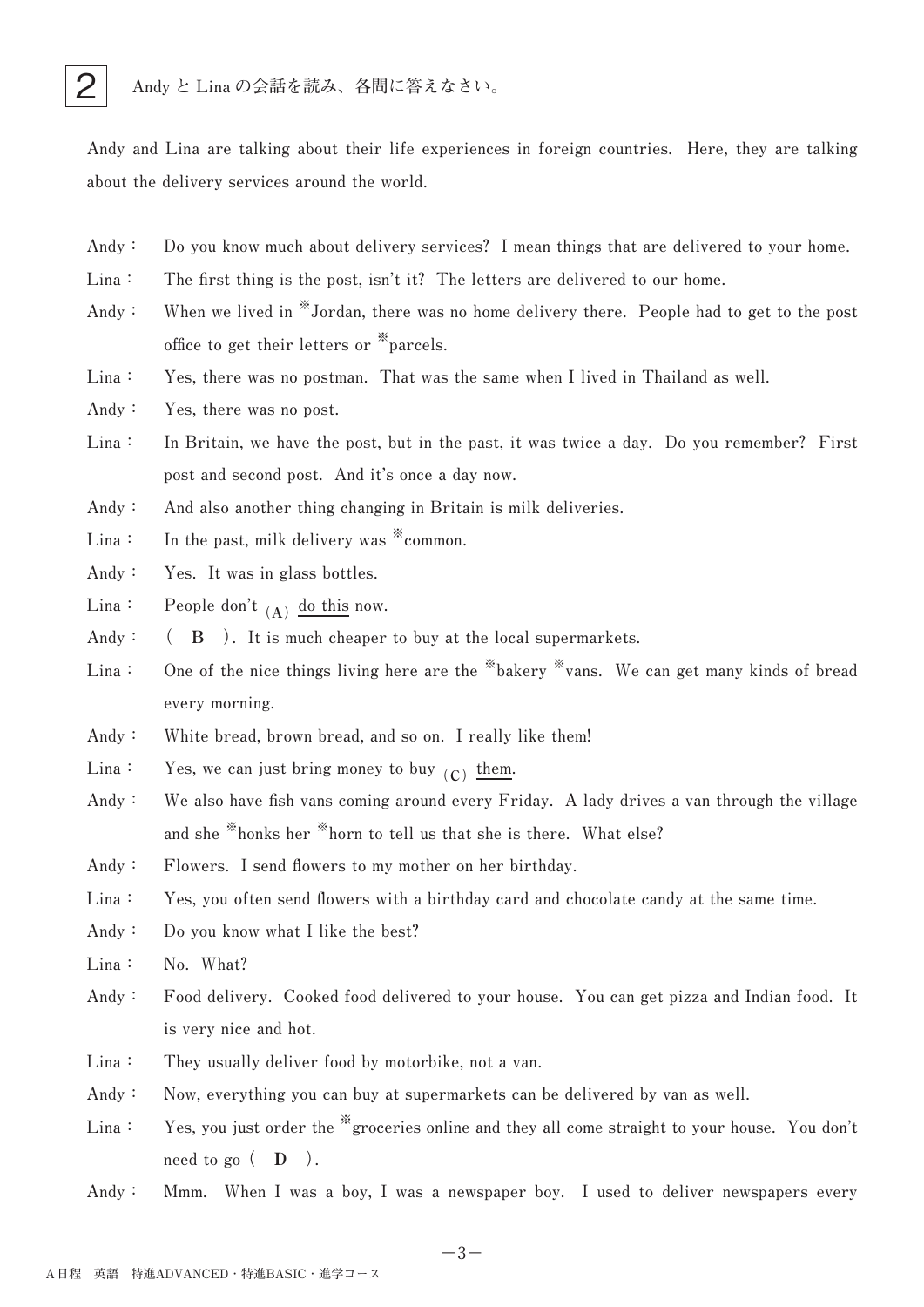## 2 Andy と Lina の会話を読み、各問に答えなさい。

Andy and Lina are talking about their life experiences in foreign countries. Here, they are talking about the delivery services around the world.

Andy： Do you know much about delivery services? I mean things that are delivered to your home.

Lina： The first thing is the post, isn't it? The letters are delivered to our home.

Andy： When we lived in ※Jordan, there was no home delivery there. People had to get to the post office to get their letters or ※parcels.

Lina： Yes, there was no postman. That was the same when I lived in Thailand as well.

Andy： Yes, there was no post.

Lina： In Britain, we have the post, but in the past, it was twice a day. Do you remember? First post and second post. And it's once a day now.

Andy： And also another thing changing in Britain is milk deliveries.

Lina： In the past, milk delivery was ※common.

Andy： Yes. It was in glass bottles.

Lina： People don't (A) <u>do this</u> now.

Andy： ( **B** ). It is much cheaper to buy at the local supermarkets.

Lina： One of the nice things living here are the ※bakery ※vans. We can get many kinds of bread every morning.

Andy： White bread, brown bread, and so on. I really like them!

Lina： Yes, we can just bring money to buy (C) <u>them</u>.

Andy： We also have fish vans coming around every Friday. A lady drives a van through the village and she ※honks her ※horn to tell us that she is there. What else?

Andy： Flowers. I send flowers to my mother on her birthday.

Lina： Yes, you often send flowers with a birthday card and chocolate candy at the same time.

Andy： Do you know what I like the best?

Lina： No. What?

Andy： Food delivery. Cooked food delivered to your house. You can get pizza and Indian food. It is very nice and hot.

Lina： They usually deliver food by motorbike, not a van.

Andy： Now, everything you can buy at supermarkets can be delivered by van as well.

Lina： Yes, you just order the ※groceries online and they all come straight to your house. You don't need to go ( **D** ).

Andy： Mmm. When I was a boy, I was a newspaper boy. I used to deliver newspapers every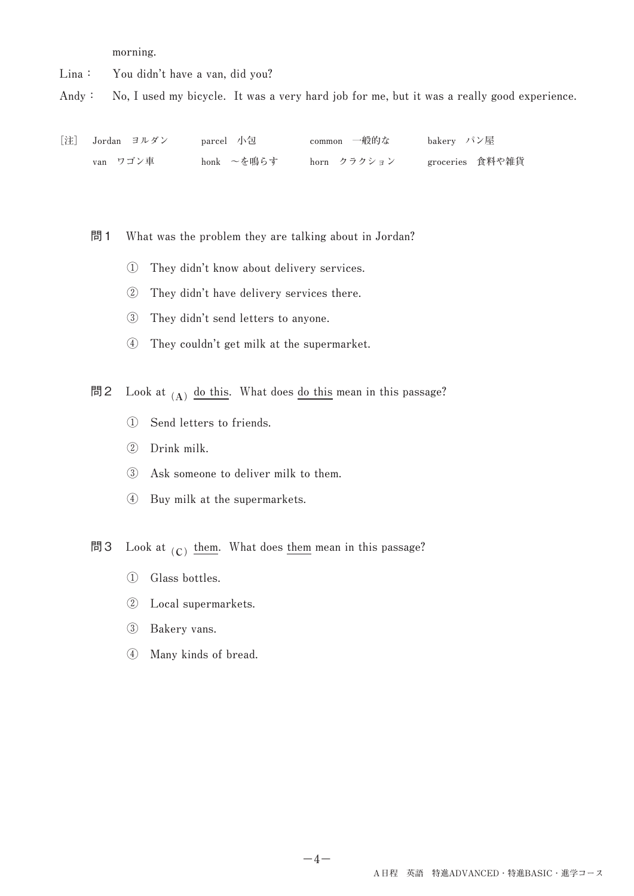morning.

Lina： You didn't have a van, did you?

Andy： No, I used my bicycle. It was a very hard job for me, but it was a really good experience.

［注］ Jordan ヨルダン　　parcel 小包　　common 一般的な　　bakery パン屋
　　van ワゴン車　　honk ～を鳴らす　　horn クラクション　　groceries 食料や雑貨

問１ What was the problem they are talking about in Jordan?

① They didn't know about delivery services.

② They didn't have delivery services there.

③ They didn't send letters to anyone.

④ They couldn't get milk at the supermarket.

問２ Look at (A) <u>do this</u>. What does <u>do this</u> mean in this passage?

① Send letters to friends.

② Drink milk.

③ Ask someone to deliver milk to them.

④ Buy milk at the supermarkets.

問３ Look at (C) <u>them</u>. What does <u>them</u> mean in this passage?

① Glass bottles.

② Local supermarkets.

③ Bakery vans.

④ Many kinds of bread.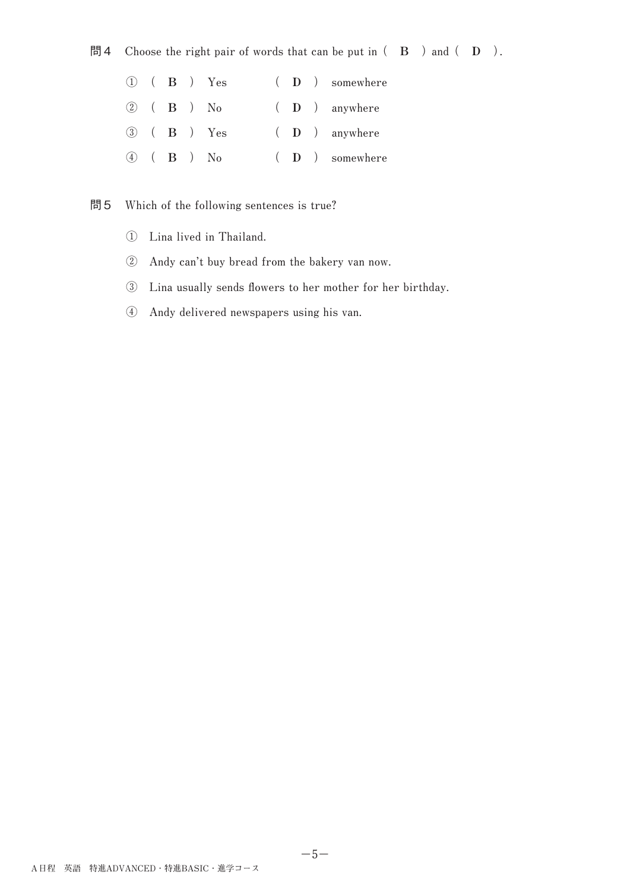問4　Choose the right pair of words that can be put in ( **B** ) and ( **D** ).

① ( **B** ) Yes　　( **D** ) somewhere

② ( **B** ) No　　( **D** ) anywhere

③ ( **B** ) Yes　　( **D** ) anywhere

④ ( **B** ) No　　( **D** ) somewhere

問5　Which of the following sentences is true?

① Lina lived in Thailand.

② Andy can't buy bread from the bakery van now.

③ Lina usually sends flowers to her mother for her birthday.

④ Andy delivered newspapers using his van.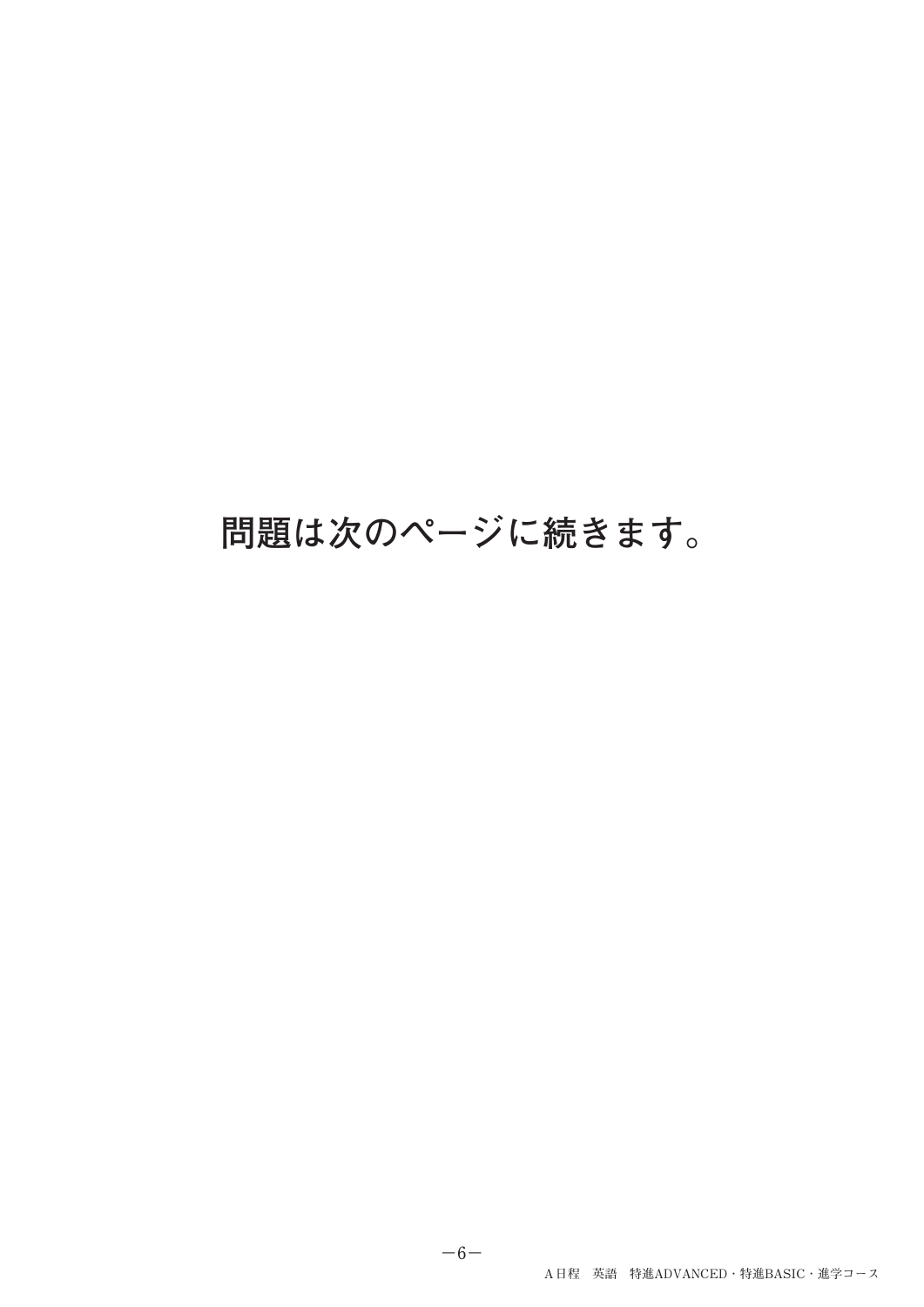問題は次のページに続きます。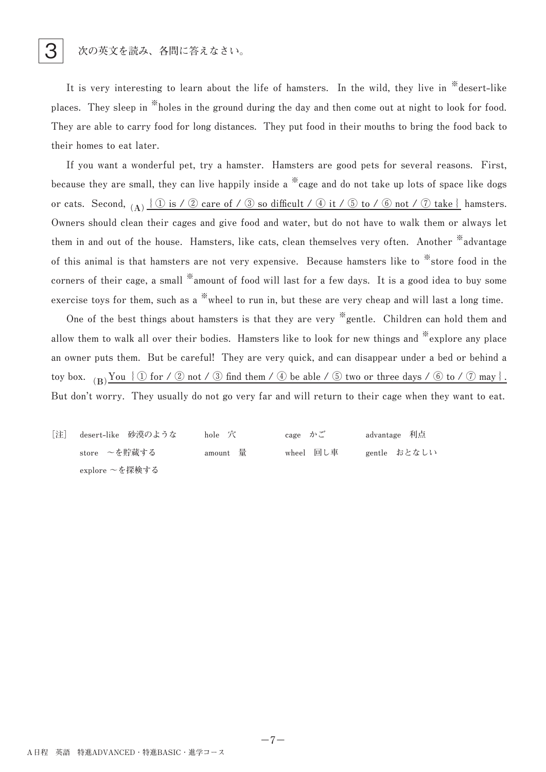**3** 次の英文を読み、各問に答えなさい。

It is very interesting to learn about the life of hamsters. In the wild, they live in ※desert-like places. They sleep in ※holes in the ground during the day and then come out at night to look for food. They are able to carry food for long distances. They put food in their mouths to bring the food back to their homes to eat later.

If you want a wonderful pet, try a hamster. Hamsters are good pets for several reasons. First, because they are small, they can live happily inside a ※cage and do not take up lots of space like dogs or cats. Second, (A) <u>{ ① is / ② care of / ③ so difficult / ④ it / ⑤ to / ⑥ not / ⑦ take }</u> hamsters. Owners should clean their cages and give food and water, but do not have to walk them or always let them in and out of the house. Hamsters, like cats, clean themselves very often. Another ※advantage of this animal is that hamsters are not very expensive. Because hamsters like to ※store food in the corners of their cage, a small ※amount of food will last for a few days. It is a good idea to buy some exercise toys for them, such as a ※wheel to run in, but these are very cheap and will last a long time.

One of the best things about hamsters is that they are very ※gentle. Children can hold them and allow them to walk all over their bodies. Hamsters like to look for new things and ※explore any place an owner puts them. But be careful! They are very quick, and can disappear under a bed or behind a toy box. (B) <u>You { ① for / ② not / ③ find them / ④ be able / ⑤ two or three days / ⑥ to / ⑦ may }.</u> But don't worry. They usually do not go very far and will return to their cage when they want to eat.

［注］ desert-like 砂漠のような　　hole 穴　　cage かご　　advantage 利点
store ～を貯蔵する　　amount 量　　wheel 回し車　　gentle おとなしい
explore ～を探検する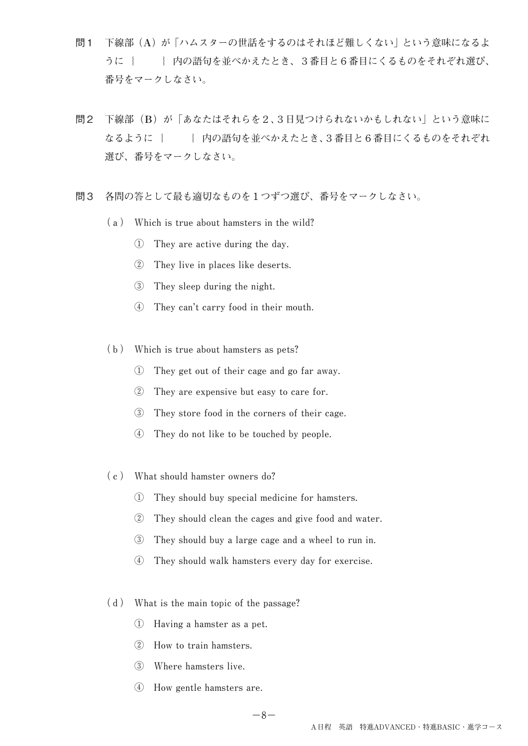**問1**　下線部（A）が「ハムスターの世話をするのはそれほど難しくない」という意味になるように ｛　　｝ 内の語句を並べかえたとき、３番目と６番目にくるものをそれぞれ選び、番号をマークしなさい。

**問2**　下線部（B）が「あなたはそれらを２、３日見つけられないかもしれない」という意味になるように ｛　　｝ 内の語句を並べかえたとき、３番目と６番目にくるものをそれぞれ選び、番号をマークしなさい。

**問3**　各問の答として最も適切なものを１つずつ選び、番号をマークしなさい。

（ａ） Which is true about hamsters in the wild?

① They are active during the day.
② They live in places like deserts.
③ They sleep during the night.
④ They can't carry food in their mouth.

（ｂ） Which is true about hamsters as pets?

① They get out of their cage and go far away.
② They are expensive but easy to care for.
③ They store food in the corners of their cage.
④ They do not like to be touched by people.

（ｃ） What should hamster owners do?

① They should buy special medicine for hamsters.
② They should clean the cages and give food and water.
③ They should buy a large cage and a wheel to run in.
④ They should walk hamsters every day for exercise.

（ｄ） What is the main topic of the passage?

① Having a hamster as a pet.
② How to train hamsters.
③ Where hamsters live.
④ How gentle hamsters are.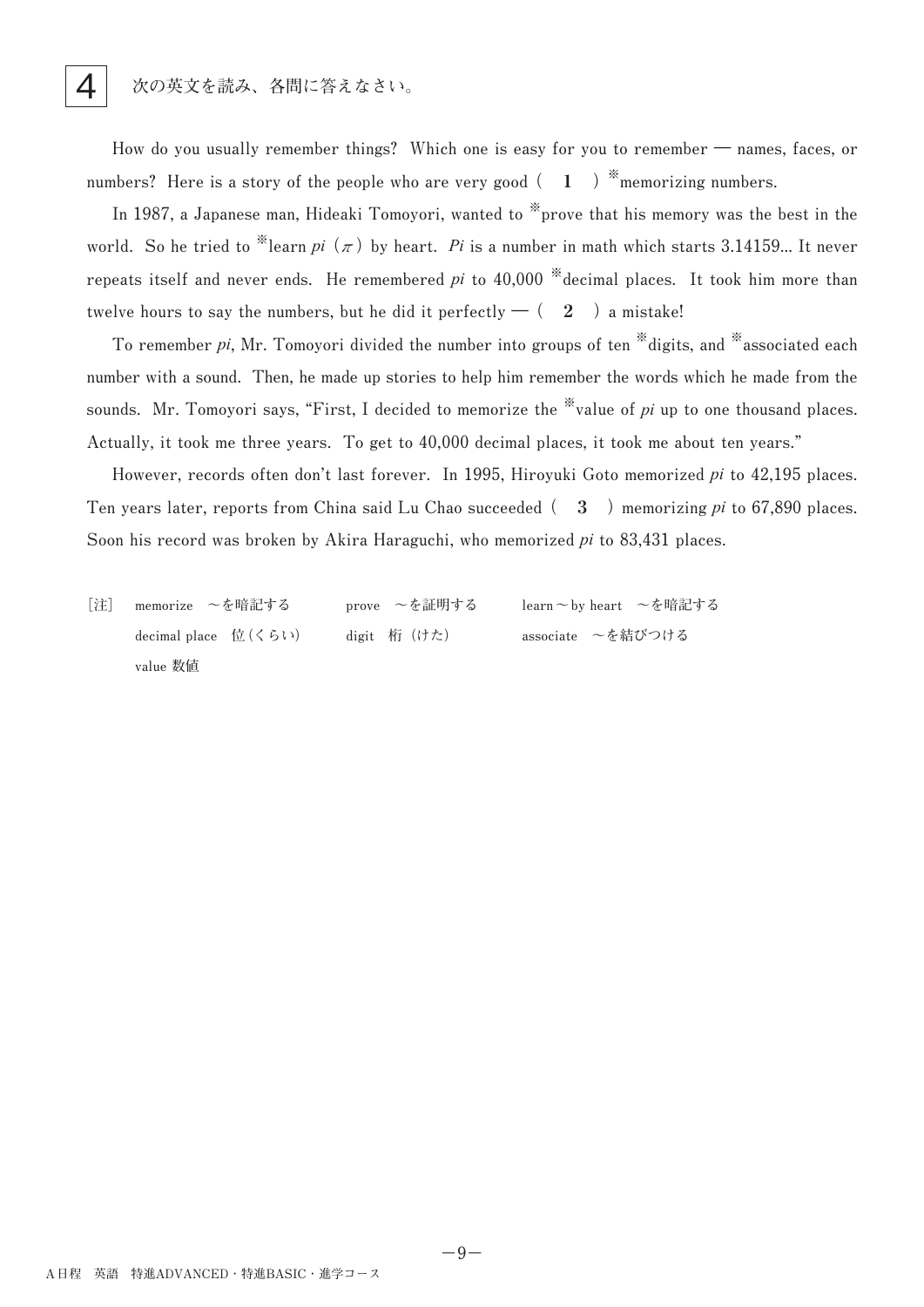## 4 次の英文を読み、各問に答えなさい。

How do you usually remember things? Which one is easy for you to remember — names, faces, or numbers? Here is a story of the people who are very good ( **1** ) ※memorizing numbers.

In 1987, a Japanese man, Hideaki Tomoyori, wanted to ※prove that his memory was the best in the world. So he tried to ※learn *pi* ($\pi$) by heart. *Pi* is a number in math which starts 3.14159... It never repeats itself and never ends. He remembered *pi* to 40,000 ※decimal places. It took him more than twelve hours to say the numbers, but he did it perfectly — ( **2** ) a mistake!

To remember *pi*, Mr. Tomoyori divided the number into groups of ten ※digits, and ※associated each number with a sound. Then, he made up stories to help him remember the words which he made from the sounds. Mr. Tomoyori says, "First, I decided to memorize the ※value of *pi* up to one thousand places. Actually, it took me three years. To get to 40,000 decimal places, it took me about ten years."

However, records often don't last forever. In 1995, Hiroyuki Goto memorized *pi* to 42,195 places. Ten years later, reports from China said Lu Chao succeeded ( **3** ) memorizing *pi* to 67,890 places. Soon his record was broken by Akira Haraguchi, who memorized *pi* to 83,431 places.

[注] memorize ～を暗記する　prove ～を証明する　learn～by heart ～を暗記する
decimal place 位（くらい）　digit 桁（けた）　associate ～を結びつける
value 数値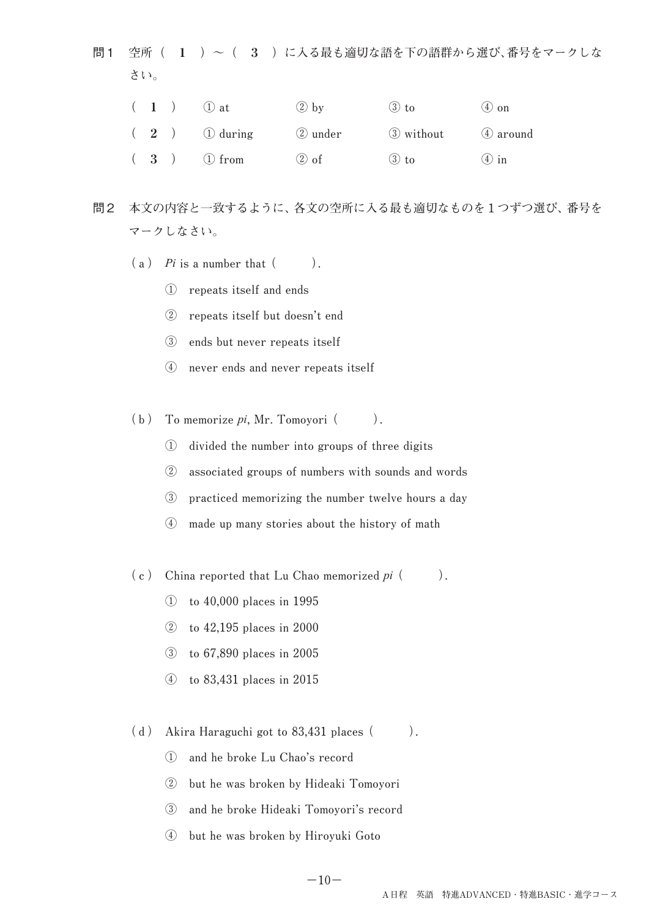**問1** 空所（ **1** ）～（ **3** ）に入る最も適切な語を下の語群から選び、番号をマークしなさい。

| | | | | |
|---|---|---|---|---|
| （ **1** ） | ① at | ② by | ③ to | ④ on |
| （ **2** ） | ① during | ② under | ③ without | ④ around |
| （ **3** ） | ① from | ② of | ③ to | ④ in |

**問2** 本文の内容と一致するように、各文の空所に入る最も適切なものを１つずつ選び、番号をマークしなさい。

（ａ） *Pi* is a number that (　　　).

① repeats itself and ends

② repeats itself but doesn't end

③ ends but never repeats itself

④ never ends and never repeats itself

（ｂ） To memorize *pi*, Mr. Tomoyori (　　　).

① divided the number into groups of three digits

② associated groups of numbers with sounds and words

③ practiced memorizing the number twelve hours a day

④ made up many stories about the history of math

（ｃ） China reported that Lu Chao memorized *pi* (　　　).

① to 40,000 places in 1995

② to 42,195 places in 2000

③ to 67,890 places in 2005

④ to 83,431 places in 2015

（ｄ） Akira Haraguchi got to 83,431 places (　　　).

① and he broke Lu Chao's record

② but he was broken by Hideaki Tomoyori

③ and he broke Hideaki Tomoyori's record

④ but he was broken by Hiroyuki Goto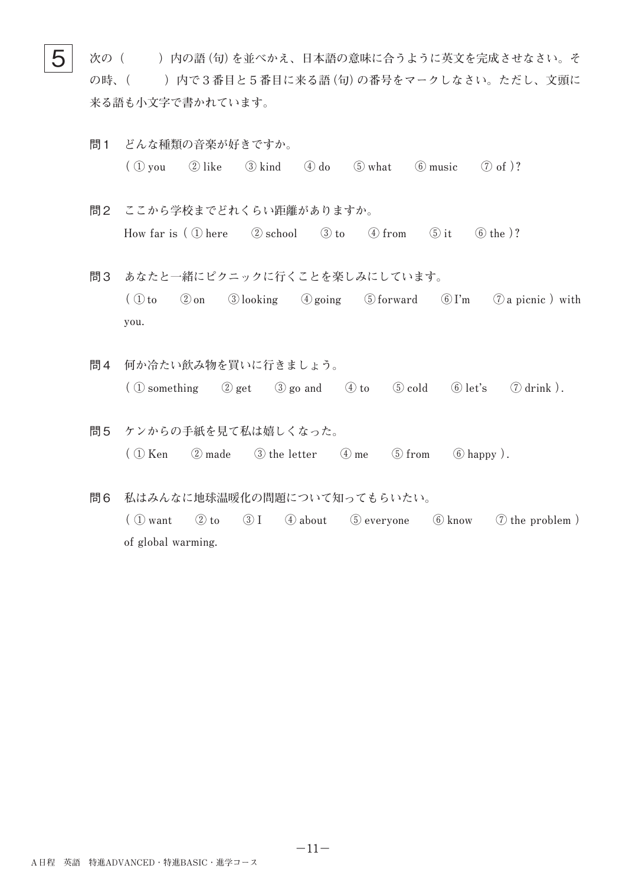# 5

次の（　　）内の語（句）を並べかえ、日本語の意味に合うように英文を完成させなさい。その時、（　　）内で３番目と５番目に来る語（句）の番号をマークしなさい。ただし、文頭に来る語も小文字で書かれています。

**問１**　どんな種類の音楽が好きですか。

( ① you　② like　③ kind　④ do　⑤ what　⑥ music　⑦ of )?

**問２**　ここから学校までどれくらい距離がありますか。

How far is ( ① here　② school　③ to　④ from　⑤ it　⑥ the )?

**問３**　あなたと一緒にピクニックに行くことを楽しみにしています。

( ① to　② on　③ looking　④ going　⑤ forward　⑥ I'm　⑦ a picnic ) with you.

**問４**　何か冷たい飲み物を買いに行きましょう。

( ① something　② get　③ go and　④ to　⑤ cold　⑥ let's　⑦ drink ).

**問５**　ケンからの手紙を見て私は嬉しくなった。

( ① Ken　② made　③ the letter　④ me　⑤ from　⑥ happy ).

**問６**　私はみんなに地球温暖化の問題について知ってもらいたい。

( ① want　② to　③ I　④ about　⑤ everyone　⑥ know　⑦ the problem ) of global warming.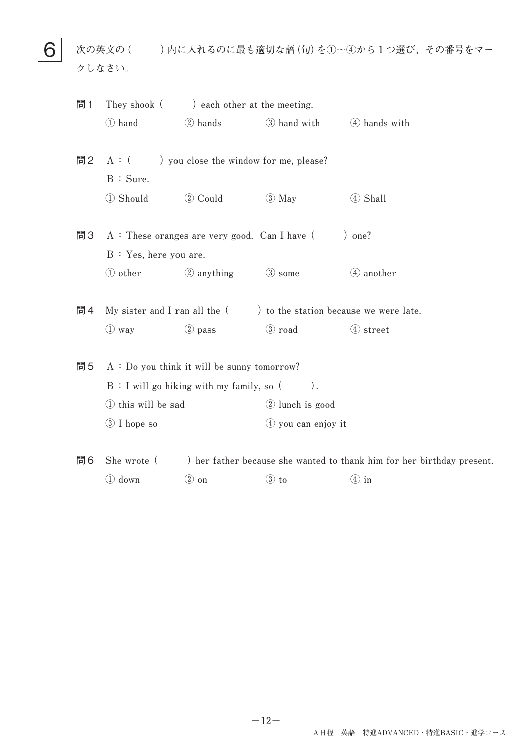# 6

次の英文の（　　）内に入れるのに最も適切な語（句）を①～④から１つ選び、その番号をマークしなさい。

**問１** They shook（　　）each other at the meeting.

① hand　② hands　③ hand with　④ hands with

**問２** A：（　　）you close the window for me, please?

B：Sure.

① Should　② Could　③ May　④ Shall

**問３** A：These oranges are very good.  Can I have（　　）one?

B：Yes, here you are.

① other　② anything　③ some　④ another

**問４** My sister and I ran all the（　　）to the station because we were late.

① way　② pass　③ road　④ street

**問５** A：Do you think it will be sunny tomorrow?

B：I will go hiking with my family, so（　　）.

① this will be sad　② lunch is good

③ I hope so　④ you can enjoy it

**問６** She wrote（　　）her father because she wanted to thank him for her birthday present.

① down　② on　③ to　④ in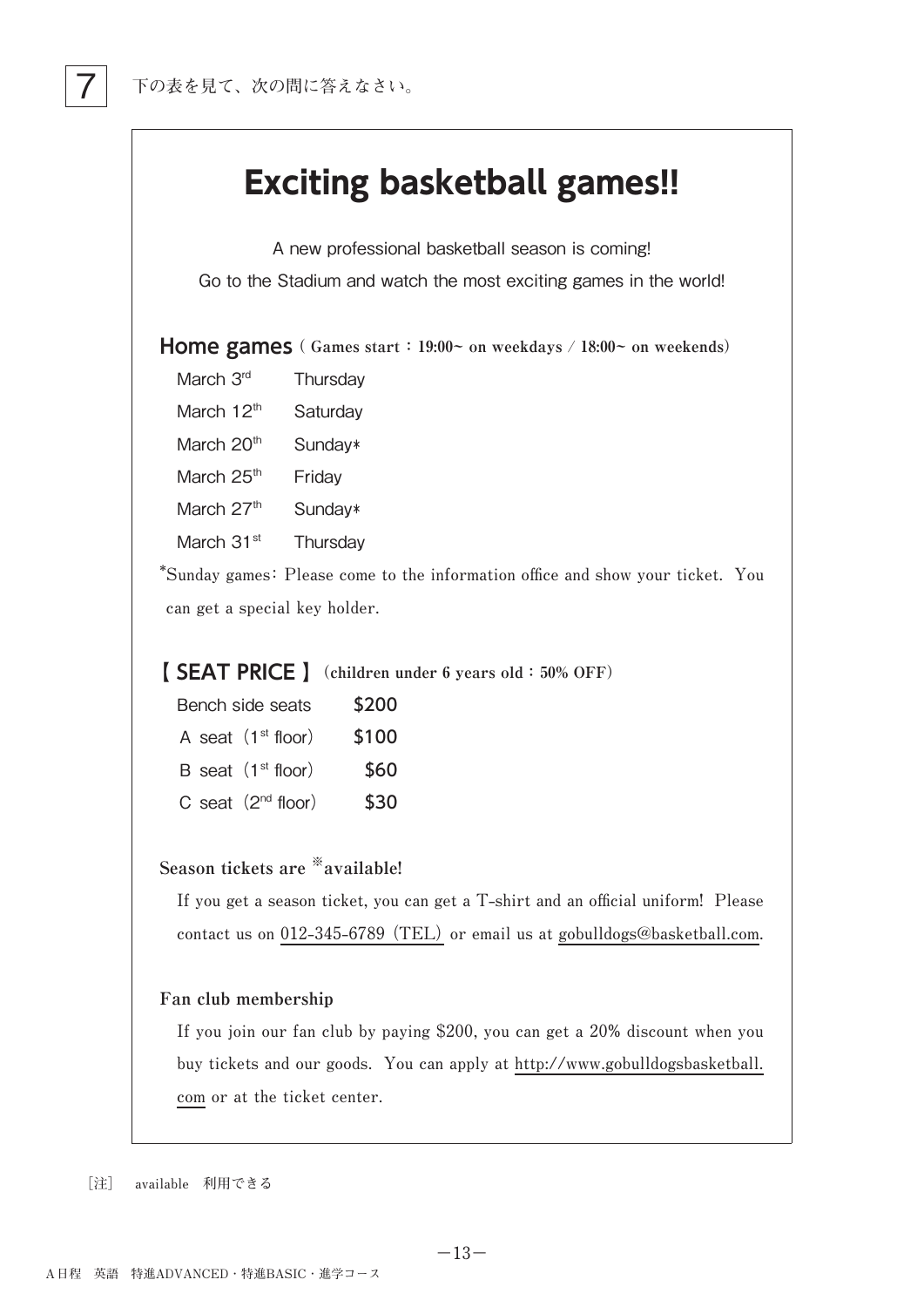7 下の表を見て、次の問に答えなさい。

# Exciting basketball games!!

A new professional basketball season is coming!

Go to the Stadium and watch the most exciting games in the world!

## Home games ( Games start : 19:00~ on weekdays / 18:00~ on weekends)

| | |
|---|---|
| March 3rd | Thursday |
| March 12th | Saturday |
| March 20th | Sunday* |
| March 25th | Friday |
| March 27th | Sunday* |
| March 31st | Thursday |

*Sunday games: Please come to the information office and show your ticket. You can get a special key holder.

## 【 SEAT PRICE 】 (children under 6 years old : 50% OFF)

| | |
|---|---|
| Bench side seats | $200 |
| A seat (1st floor) | $100 |
| B seat (1st floor) | $60 |
| C seat (2nd floor) | $30 |

**Season tickets are ※available!**

If you get a season ticket, you can get a T-shirt and an official uniform! Please contact us on 012-345-6789 (TEL) or email us at gobulldogs@basketball.com.

**Fan club membership**

If you join our fan club by paying $200, you can get a 20% discount when you buy tickets and our goods. You can apply at http://www.gobulldogsbasketball.com or at the ticket center.

［注］ available 利用できる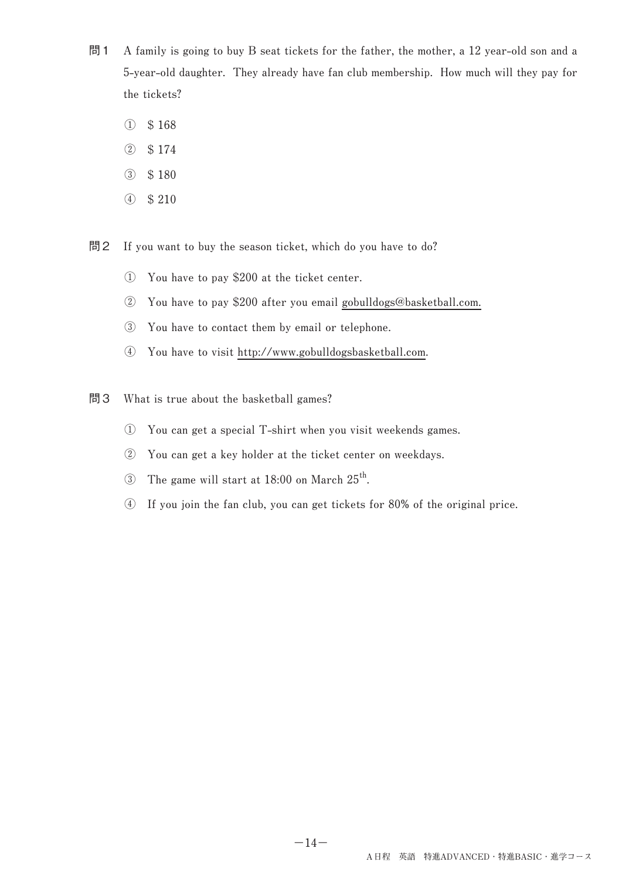問1　A family is going to buy B seat tickets for the father, the mother, a 12 year-old son and a 5-year-old daughter. They already have fan club membership. How much will they pay for the tickets?

① $ 168

② $ 174

③ $ 180

④ $ 210

問2　If you want to buy the season ticket, which do you have to do?

① You have to pay $200 at the ticket center.

② You have to pay $200 after you email gobulldogs@basketball.com.

③ You have to contact them by email or telephone.

④ You have to visit http://www.gobulldogsbasketball.com.

問3　What is true about the basketball games?

① You can get a special T-shirt when you visit weekends games.

② You can get a key holder at the ticket center on weekdays.

③ The game will start at 18:00 on March 25th.

④ If you join the fan club, you can get tickets for 80% of the original price.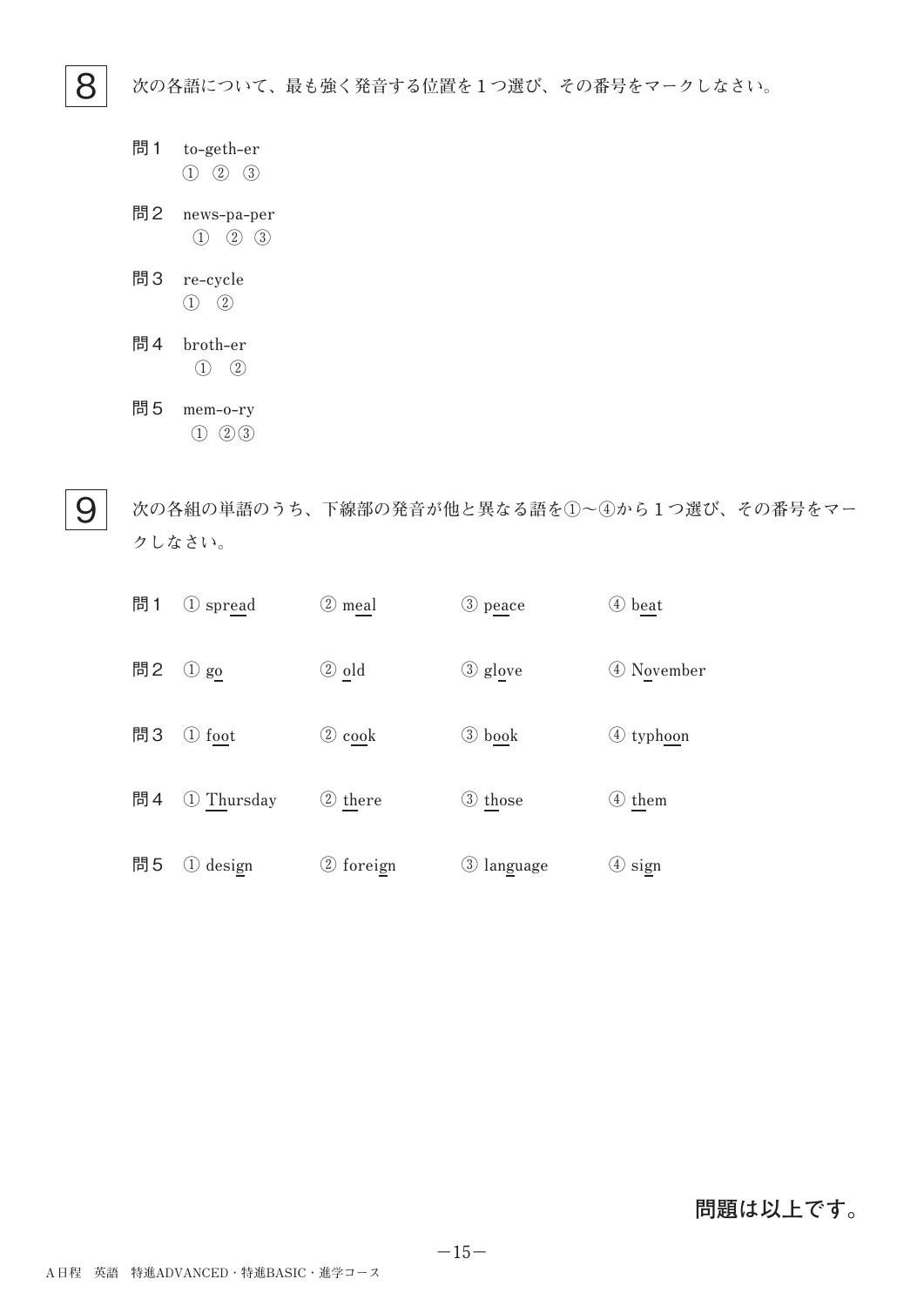## 8

次の各語について、最も強く発音する位置を１つ選び、その番号をマークしなさい。

問１ to-geth-er
① ② ③

問２ news-pa-per
① ② ③

問３ re-cycle
① ②

問４ broth-er
① ②

問５ mem-o-ry
① ②③

## 9

次の各組の単語のうち、下線部の発音が他と異なる語を①〜④から１つ選び、その番号をマークしなさい。

問１ ① spread　② meal　③ peace　④ beat

問２ ① go　② old　③ glove　④ November

問３ ① foot　② cook　③ book　④ typhoon

問４ ① Thursday　② there　③ those　④ them

問５ ① design　② foreign　③ language　④ sign

**問題は以上です。**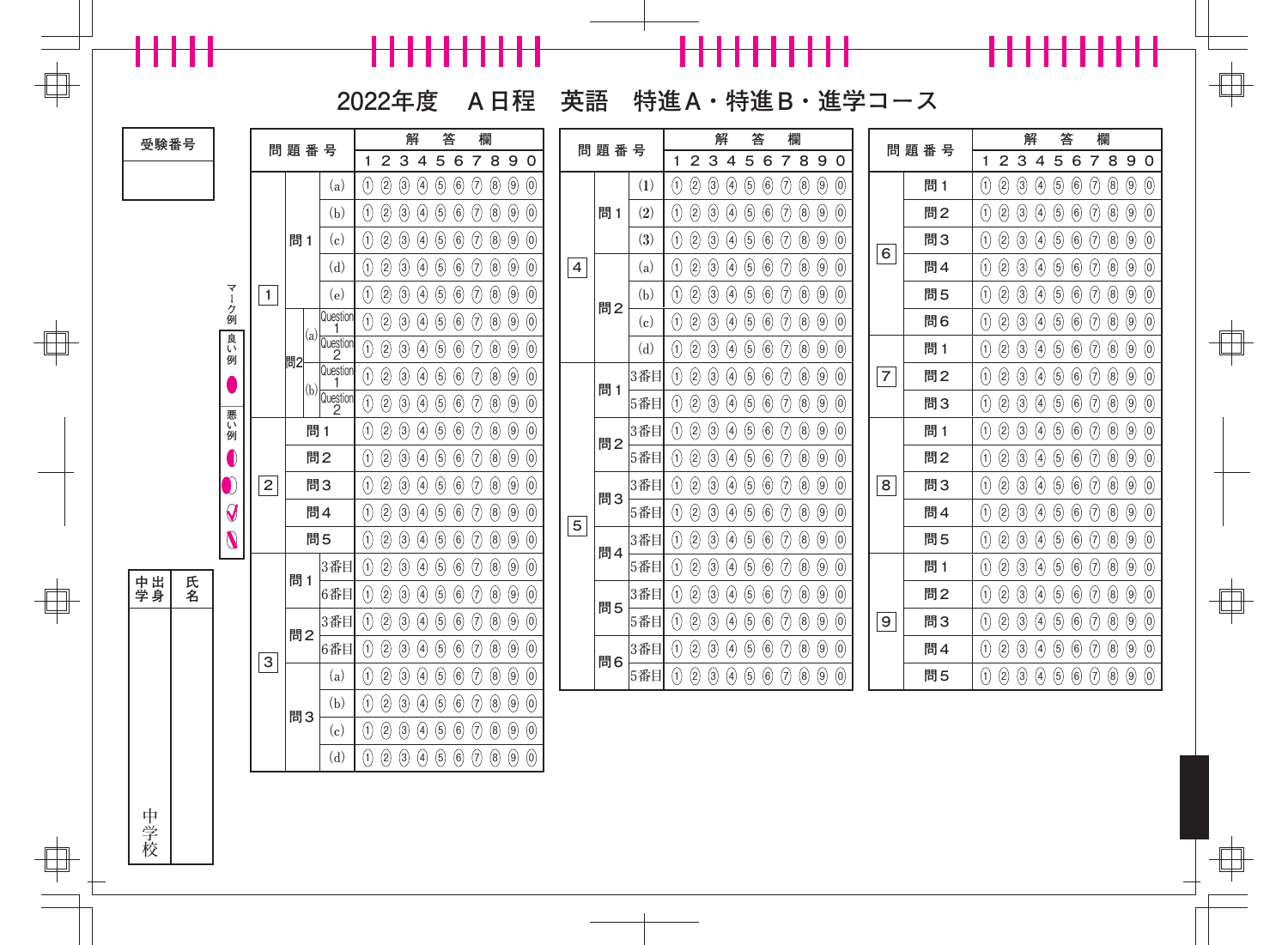# 2022年度　A日程　英語　特進A・特進B・進学コース

| 受験番号 |
|---|
| |

| 問題番号 | | | 解答欄 |
|---|---|---|---|
| | | | 1 2 3 4 5 6 7 8 9 0 |
| 1 | 問1 | (a) | ① ② ③ ④ ⑤ ⑥ ⑦ ⑧ ⑨ ⓪ |
| | | (b) | ① ② ③ ④ ⑤ ⑥ ⑦ ⑧ ⑨ ⓪ |
| | | (c) | ① ② ③ ④ ⑤ ⑥ ⑦ ⑧ ⑨ ⓪ |
| | | (d) | ① ② ③ ④ ⑤ ⑥ ⑦ ⑧ ⑨ ⓪ |
| | | (e) | ① ② ③ ④ ⑤ ⑥ ⑦ ⑧ ⑨ ⓪ |
| | 問2 | (a) Question 1 | ① ② ③ ④ ⑤ ⑥ ⑦ ⑧ ⑨ ⓪ |
| | | (a) Question 2 | ① ② ③ ④ ⑤ ⑥ ⑦ ⑧ ⑨ ⓪ |
| | | (b) Question 1 | ① ② ③ ④ ⑤ ⑥ ⑦ ⑧ ⑨ ⓪ |
| | | (b) Question 2 | ① ② ③ ④ ⑤ ⑥ ⑦ ⑧ ⑨ ⓪ |
| 2 | 問1 | | ① ② ③ ④ ⑤ ⑥ ⑦ ⑧ ⑨ ⓪ |
| | 問2 | | ① ② ③ ④ ⑤ ⑥ ⑦ ⑧ ⑨ ⓪ |
| | 問3 | | ① ② ③ ④ ⑤ ⑥ ⑦ ⑧ ⑨ ⓪ |
| | 問4 | | ① ② ③ ④ ⑤ ⑥ ⑦ ⑧ ⑨ ⓪ |
| | 問5 | | ① ② ③ ④ ⑤ ⑥ ⑦ ⑧ ⑨ ⓪ |
| 3 | 問1 | 3番目 | ① ② ③ ④ ⑤ ⑥ ⑦ ⑧ ⑨ ⓪ |
| | | 6番目 | ① ② ③ ④ ⑤ ⑥ ⑦ ⑧ ⑨ ⓪ |
| | 問2 | 3番目 | ① ② ③ ④ ⑤ ⑥ ⑦ ⑧ ⑨ ⓪ |
| | | 6番目 | ① ② ③ ④ ⑤ ⑥ ⑦ ⑧ ⑨ ⓪ |
| | 問3 | (a) | ① ② ③ ④ ⑤ ⑥ ⑦ ⑧ ⑨ ⓪ |
| | | (b) | ① ② ③ ④ ⑤ ⑥ ⑦ ⑧ ⑨ ⓪ |
| | | (c) | ① ② ③ ④ ⑤ ⑥ ⑦ ⑧ ⑨ ⓪ |
| | | (d) | ① ② ③ ④ ⑤ ⑥ ⑦ ⑧ ⑨ ⓪ |

| 問題番号 | | | 解答欄 |
|---|---|---|---|
| | | | 1 2 3 4 5 6 7 8 9 0 |
| 4 | 問1 | (1) | ① ② ③ ④ ⑤ ⑥ ⑦ ⑧ ⑨ ⓪ |
| | | (2) | ① ② ③ ④ ⑤ ⑥ ⑦ ⑧ ⑨ ⓪ |
| | | (3) | ① ② ③ ④ ⑤ ⑥ ⑦ ⑧ ⑨ ⓪ |
| | 問2 | (a) | ① ② ③ ④ ⑤ ⑥ ⑦ ⑧ ⑨ ⓪ |
| | | (b) | ① ② ③ ④ ⑤ ⑥ ⑦ ⑧ ⑨ ⓪ |
| | | (c) | ① ② ③ ④ ⑤ ⑥ ⑦ ⑧ ⑨ ⓪ |
| | | (d) | ① ② ③ ④ ⑤ ⑥ ⑦ ⑧ ⑨ ⓪ |
| 5 | 問1 | 3番目 | ① ② ③ ④ ⑤ ⑥ ⑦ ⑧ ⑨ ⓪ |
| | | 5番目 | ① ② ③ ④ ⑤ ⑥ ⑦ ⑧ ⑨ ⓪ |
| | 問2 | 3番目 | ① ② ③ ④ ⑤ ⑥ ⑦ ⑧ ⑨ ⓪ |
| | | 5番目 | ① ② ③ ④ ⑤ ⑥ ⑦ ⑧ ⑨ ⓪ |
| | 問3 | 3番目 | ① ② ③ ④ ⑤ ⑥ ⑦ ⑧ ⑨ ⓪ |
| | | 5番目 | ① ② ③ ④ ⑤ ⑥ ⑦ ⑧ ⑨ ⓪ |
| | 問4 | 3番目 | ① ② ③ ④ ⑤ ⑥ ⑦ ⑧ ⑨ ⓪ |
| | | 5番目 | ① ② ③ ④ ⑤ ⑥ ⑦ ⑧ ⑨ ⓪ |
| | 問5 | 3番目 | ① ② ③ ④ ⑤ ⑥ ⑦ ⑧ ⑨ ⓪ |
| | | 5番目 | ① ② ③ ④ ⑤ ⑥ ⑦ ⑧ ⑨ ⓪ |
| | 問6 | 3番目 | ① ② ③ ④ ⑤ ⑥ ⑦ ⑧ ⑨ ⓪ |
| | | 5番目 | ① ② ③ ④ ⑤ ⑥ ⑦ ⑧ ⑨ ⓪ |

| 問題番号 | | 解答欄 |
|---|---|---|
| | | 1 2 3 4 5 6 7 8 9 0 |
| 6 | 問1 | ① ② ③ ④ ⑤ ⑥ ⑦ ⑧ ⑨ ⓪ |
| | 問2 | ① ② ③ ④ ⑤ ⑥ ⑦ ⑧ ⑨ ⓪ |
| | 問3 | ① ② ③ ④ ⑤ ⑥ ⑦ ⑧ ⑨ ⓪ |
| | 問4 | ① ② ③ ④ ⑤ ⑥ ⑦ ⑧ ⑨ ⓪ |
| | 問5 | ① ② ③ ④ ⑤ ⑥ ⑦ ⑧ ⑨ ⓪ |
| | 問6 | ① ② ③ ④ ⑤ ⑥ ⑦ ⑧ ⑨ ⓪ |
| 7 | 問1 | ① ② ③ ④ ⑤ ⑥ ⑦ ⑧ ⑨ ⓪ |
| | 問2 | ① ② ③ ④ ⑤ ⑥ ⑦ ⑧ ⑨ ⓪ |
| | 問3 | ① ② ③ ④ ⑤ ⑥ ⑦ ⑧ ⑨ ⓪ |
| 8 | 問1 | ① ② ③ ④ ⑤ ⑥ ⑦ ⑧ ⑨ ⓪ |
| | 問2 | ① ② ③ ④ ⑤ ⑥ ⑦ ⑧ ⑨ ⓪ |
| | 問3 | ① ② ③ ④ ⑤ ⑥ ⑦ ⑧ ⑨ ⓪ |
| | 問4 | ① ② ③ ④ ⑤ ⑥ ⑦ ⑧ ⑨ ⓪ |
| | 問5 | ① ② ③ ④ ⑤ ⑥ ⑦ ⑧ ⑨ ⓪ |
| 9 | 問1 | ① ② ③ ④ ⑤ ⑥ ⑦ ⑧ ⑨ ⓪ |
| | 問2 | ① ② ③ ④ ⑤ ⑥ ⑦ ⑧ ⑨ ⓪ |
| | 問3 | ① ② ③ ④ ⑤ ⑥ ⑦ ⑧ ⑨ ⓪ |
| | 問4 | ① ② ③ ④ ⑤ ⑥ ⑦ ⑧ ⑨ ⓪ |
| | 問5 | ① ② ③ ④ ⑤ ⑥ ⑦ ⑧ ⑨ ⓪ |

マーク例　良い例　悪い例

| 出身中学 | 氏名 |
|---|---|
| 中学校 | |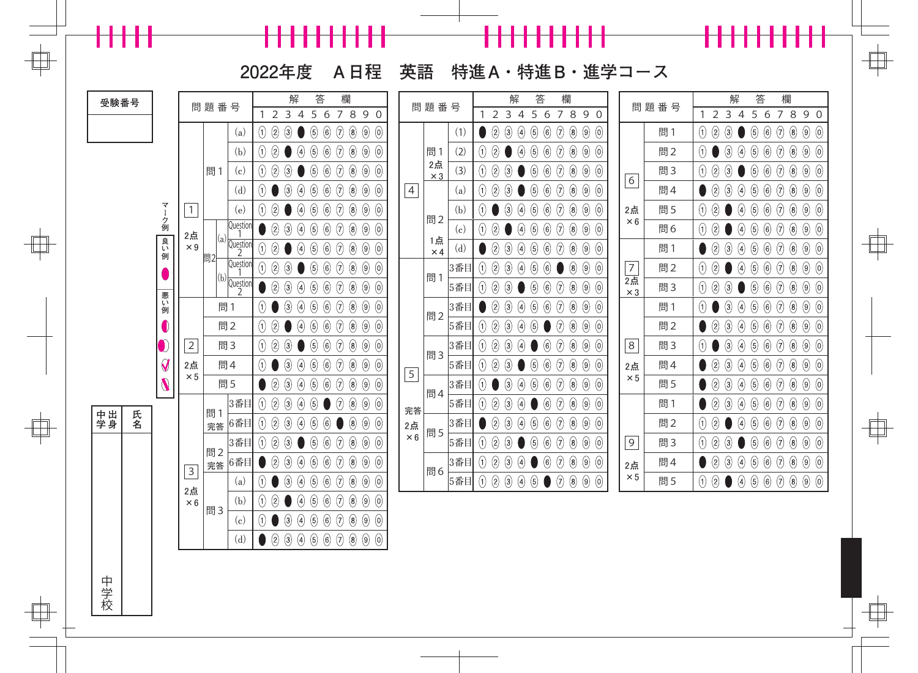# 2022年度　A日程　英語　特進A・特進B・進学コース

受験番号

| 問題番号 | | | 配点 | 解答 |
|---|---|---|---|---|
| 1 | 問1 | (a) | 2点×9 | 4 |
| | | (b) | | 3 |
| | | (c) | | 4 |
| | | (d) | | 2 |
| | | (e) | | 3 |
| | 問2 (a) | Question 1 | | 1 |
| | | Question 2 | | 3 |
| | 問2 (b) | Question 1 | | 4 |
| | | Question 2 | | 1 |
| 2 | 問1 | | 2点×5 | 2 |
| | 問2 | | | 3 |
| | 問3 | | | 4 |
| | 問4 | | | 2 |
| | 問5 | | | 1 |
| 3 | 問1 完答 | 3番目 | 2点×6 | 6 |
| | | 6番目 | | 7 |
| | 問2 完答 | 3番目 | | 4 |
| | | 6番目 | | 1 |
| | 問3 | (a) | | 2 |
| | | (b) | | 3 |
| | | (c) | | 2 |
| | | (d) | | 1 |

| 問題番号 | | | 配点 | 解答 |
|---|---|---|---|---|
| 4 | 問1 | (1) | 2点×3 | 1 |
| | | (2) | | 3 |
| | | (3) | | 4 |
| | 問2 | (a) | 1点×4 | 4 |
| | | (b) | | 2 |
| | | (c) | | 3 |
| | | (d) | | 1 |
| 5 | 問1 | 3番目 | 完答 2点×6 | 7 |
| | | 5番目 | | 4 |
| | 問2 | 3番目 | | 1 |
| | | 5番目 | | 6 |
| | 問3 | 3番目 | | 5 |
| | | 5番目 | | 4 |
| | 問4 | 3番目 | | 2 |
| | | 5番目 | | 5 |
| | 問5 | 3番目 | | 1 |
| | | 5番目 | | 4 |
| | 問6 | 3番目 | | 5 |
| | | 5番目 | | 6 |

| 問題番号 | | 配点 | 解答 |
|---|---|---|---|
| 6 | 問1 | 2点×6 | 4 |
| | 問2 | | 2 |
| | 問3 | | 4 |
| | 問4 | | 1 |
| | 問5 | | 3 |
| | 問6 | | 3 |
| 7 | 問1 | 2点×3 | 1 |
| | 問2 | | 3 |
| | 問3 | | 4 |
| 8 | 問1 | 2点×5 | 2 |
| | 問2 | | 1 |
| | 問3 | | 2 |
| | 問4 | | 1 |
| | 問5 | | 1 |
| 9 | 問1 | 2点×5 | 1 |
| | 問2 | | 3 |
| | 問3 | | 4 |
| | 問4 | | 1 |
| | 問5 | | 3 |

マーク例　良い例　悪い例

出身　中学校

氏名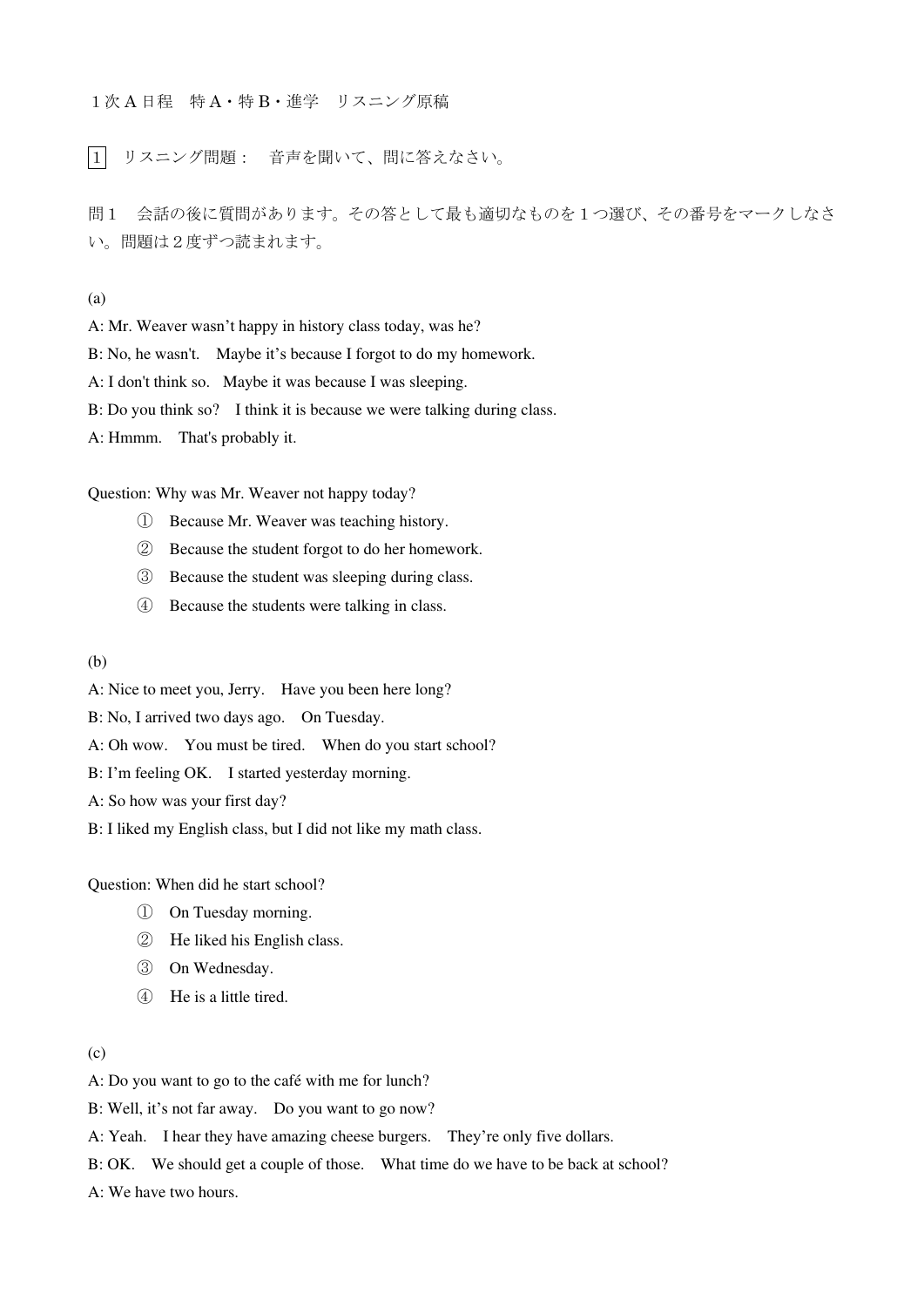１次Ａ日程　特Ａ・特Ｂ・進学　リスニング原稿

1　リスニング問題：　音声を聞いて、問に答えなさい。

問１　会話の後に質問があります。その答として最も適切なものを１つ選び、その番号をマークしなさい。問題は２度ずつ読まれます。

(a)

A: Mr. Weaver wasn't happy in history class today, was he?

B: No, he wasn't.　Maybe it's because I forgot to do my homework.

A: I don't think so.　Maybe it was because I was sleeping.

B: Do you think so?　I think it is because we were talking during class.

A: Hmmm.　That's probably it.

Question: Why was Mr. Weaver not happy today?

① Because Mr. Weaver was teaching history.
② Because the student forgot to do her homework.
③ Because the student was sleeping during class.
④ Because the students were talking in class.

(b)

A: Nice to meet you, Jerry.　Have you been here long?

B: No, I arrived two days ago.　On Tuesday.

A: Oh wow.　You must be tired.　When do you start school?

B: I'm feeling OK.　I started yesterday morning.

A: So how was your first day?

B: I liked my English class, but I did not like my math class.

Question: When did he start school?

① On Tuesday morning.
② He liked his English class.
③ On Wednesday.
④ He is a little tired.

(c)

A: Do you want to go to the café with me for lunch?

B: Well, it's not far away.　Do you want to go now?

A: Yeah.　I hear they have amazing cheese burgers.　They're only five dollars.

B: OK.　We should get a couple of those.　What time do we have to be back at school?

A: We have two hours.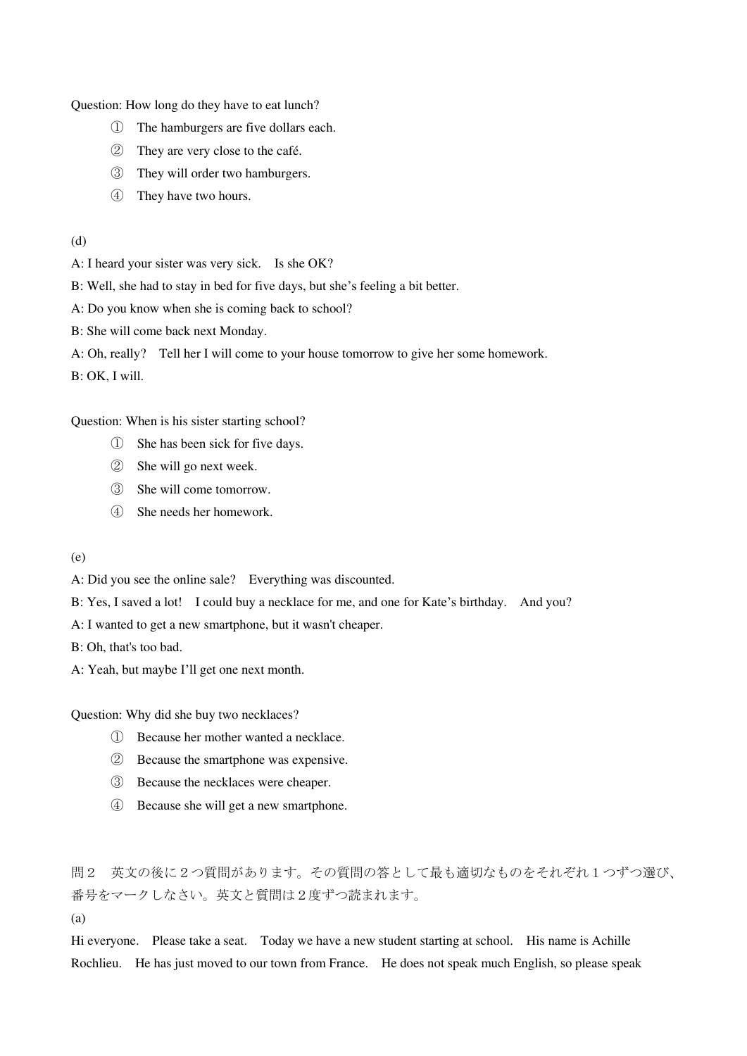Question: How long do they have to eat lunch?

① The hamburgers are five dollars each.

② They are very close to the café.

③ They will order two hamburgers.

④ They have two hours.

(d)

A: I heard your sister was very sick.　Is she OK?

B: Well, she had to stay in bed for five days, but she's feeling a bit better.

A: Do you know when she is coming back to school?

B: She will come back next Monday.

A: Oh, really?　Tell her I will come to your house tomorrow to give her some homework.

B: OK, I will.

Question: When is his sister starting school?

① She has been sick for five days.

② She will go next week.

③ She will come tomorrow.

④ She needs her homework.

(e)

A: Did you see the online sale?　Everything was discounted.

B: Yes, I saved a lot!　I could buy a necklace for me, and one for Kate's birthday.　And you?

A: I wanted to get a new smartphone, but it wasn't cheaper.

B: Oh, that's too bad.

A: Yeah, but maybe I'll get one next month.

Question: Why did she buy two necklaces?

① Because her mother wanted a necklace.

② Because the smartphone was expensive.

③ Because the necklaces were cheaper.

④ Because she will get a new smartphone.

問２　英文の後に２つ質問があります。その質問の答として最も適切なものをそれぞれ１つずつ選び、番号をマークしなさい。英文と質問は２度ずつ読まれます。

(a)

Hi everyone.　Please take a seat.　Today we have a new student starting at school.　His name is Achille Rochlieu.　He has just moved to our town from France.　He does not speak much English, so please speak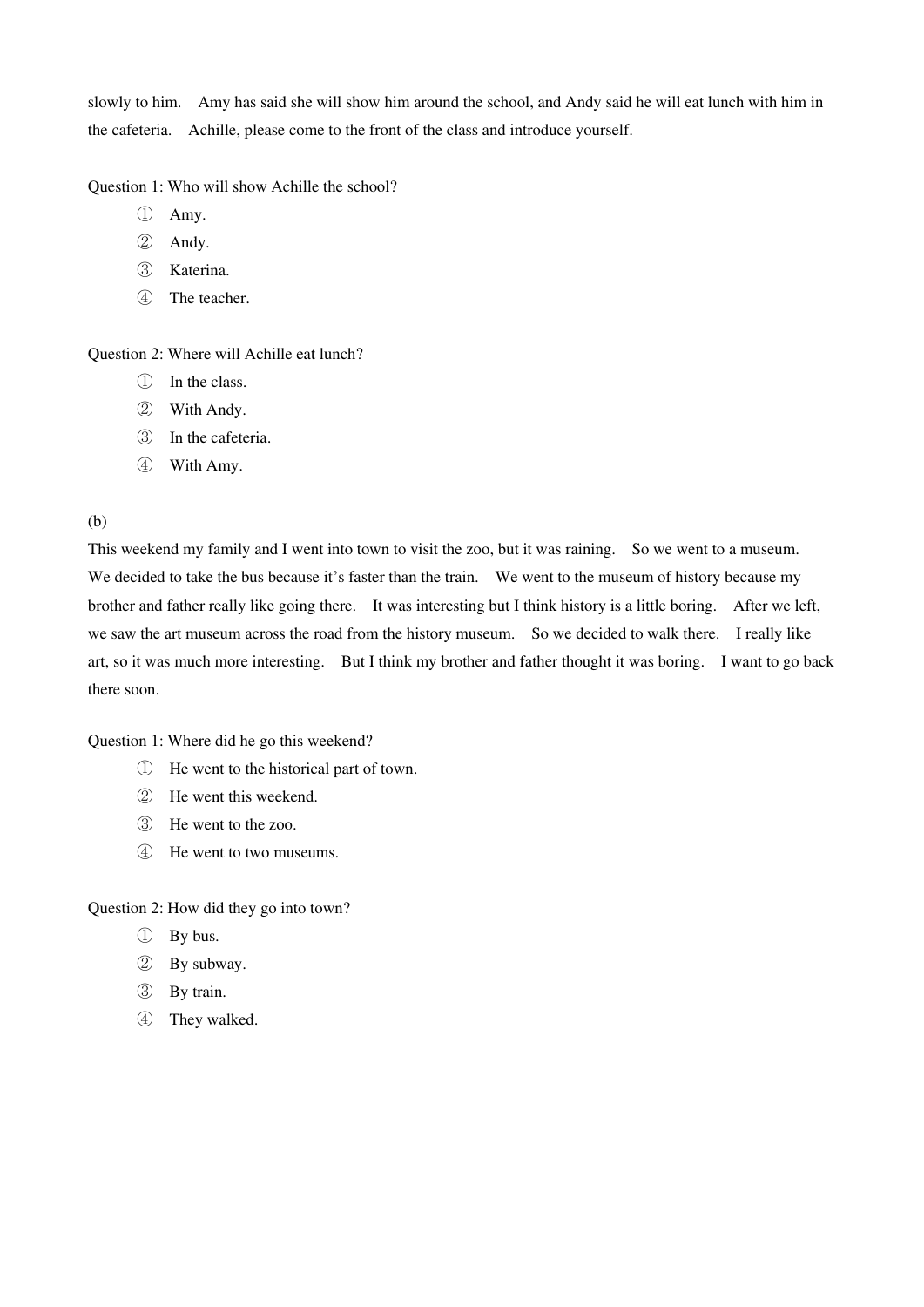slowly to him. Amy has said she will show him around the school, and Andy said he will eat lunch with him in the cafeteria. Achille, please come to the front of the class and introduce yourself.

Question 1: Who will show Achille the school?

① Amy.
② Andy.
③ Katerina.
④ The teacher.

Question 2: Where will Achille eat lunch?

① In the class.
② With Andy.
③ In the cafeteria.
④ With Amy.

(b)

This weekend my family and I went into town to visit the zoo, but it was raining. So we went to a museum. We decided to take the bus because it's faster than the train. We went to the museum of history because my brother and father really like going there. It was interesting but I think history is a little boring. After we left, we saw the art museum across the road from the history museum. So we decided to walk there. I really like art, so it was much more interesting. But I think my brother and father thought it was boring. I want to go back there soon.

Question 1: Where did he go this weekend?

① He went to the historical part of town.
② He went this weekend.
③ He went to the zoo.
④ He went to two museums.

Question 2: How did they go into town?

① By bus.
② By subway.
③ By train.
④ They walked.